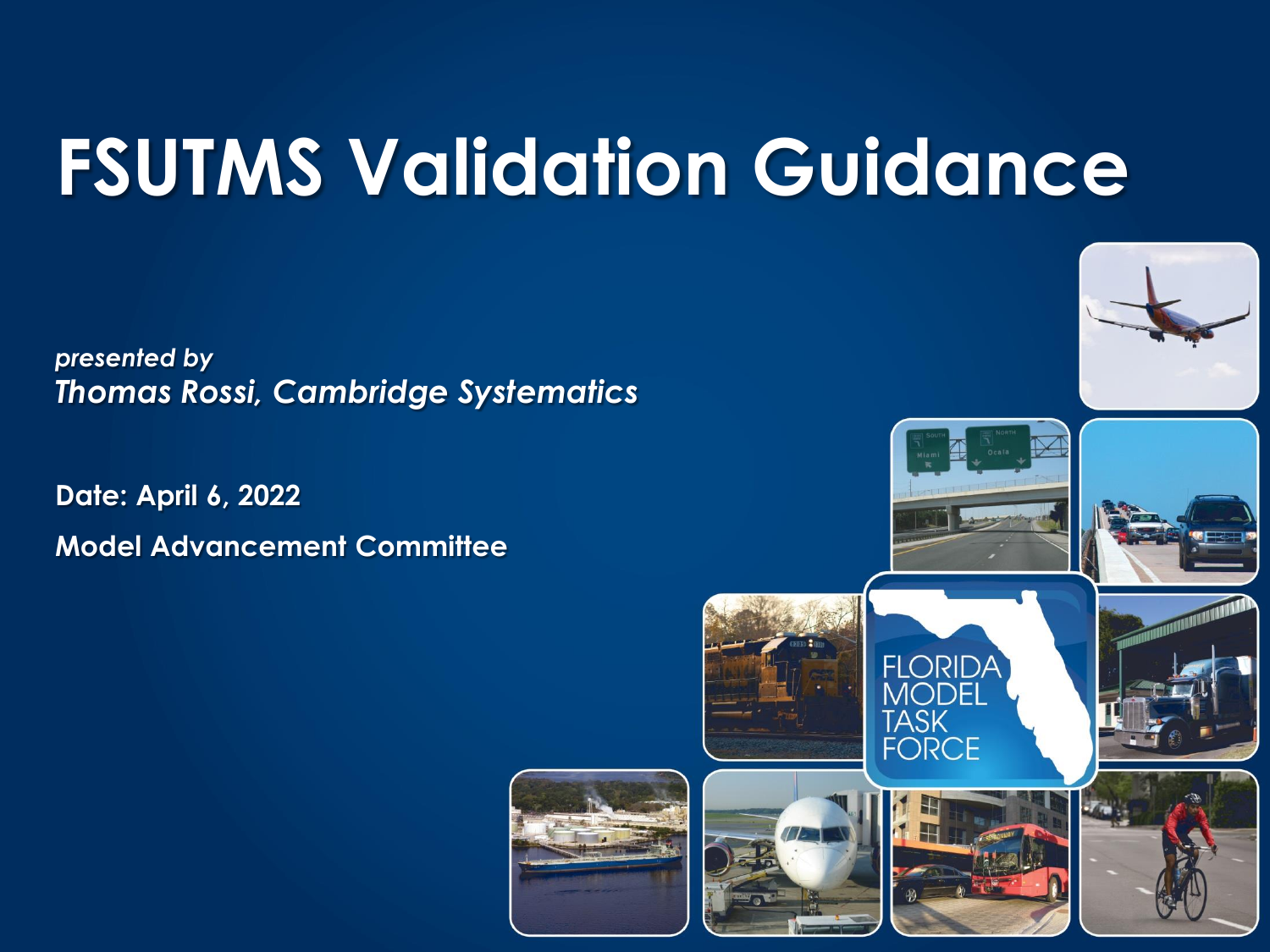# FSUTMS Validation Guidance

*presented by*
*Thomas Rossi, Cambridge Systematics*

**Date: April 6, 2022**

**Model Advancement Committee**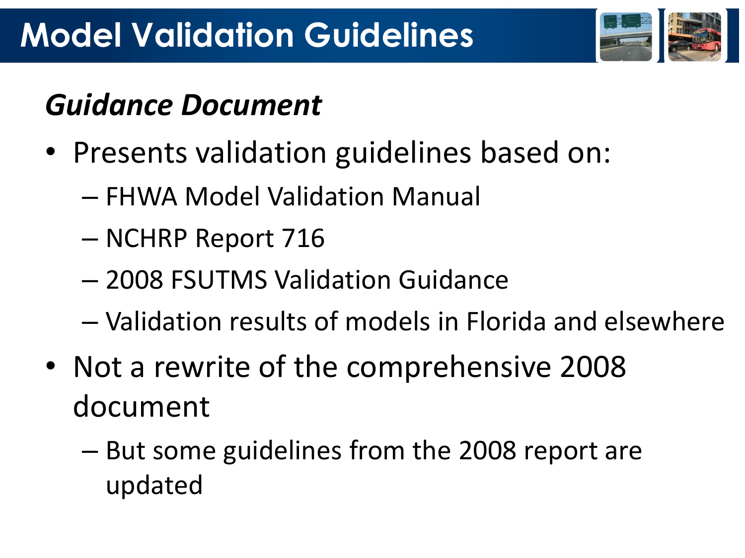# Model Validation Guidelines

## *Guidance Document*

- Presents validation guidelines based on:
  - FHWA Model Validation Manual
  - NCHRP Report 716
  - 2008 FSUTMS Validation Guidance
  - Validation results of models in Florida and elsewhere
- Not a rewrite of the comprehensive 2008 document
  - But some guidelines from the 2008 report are updated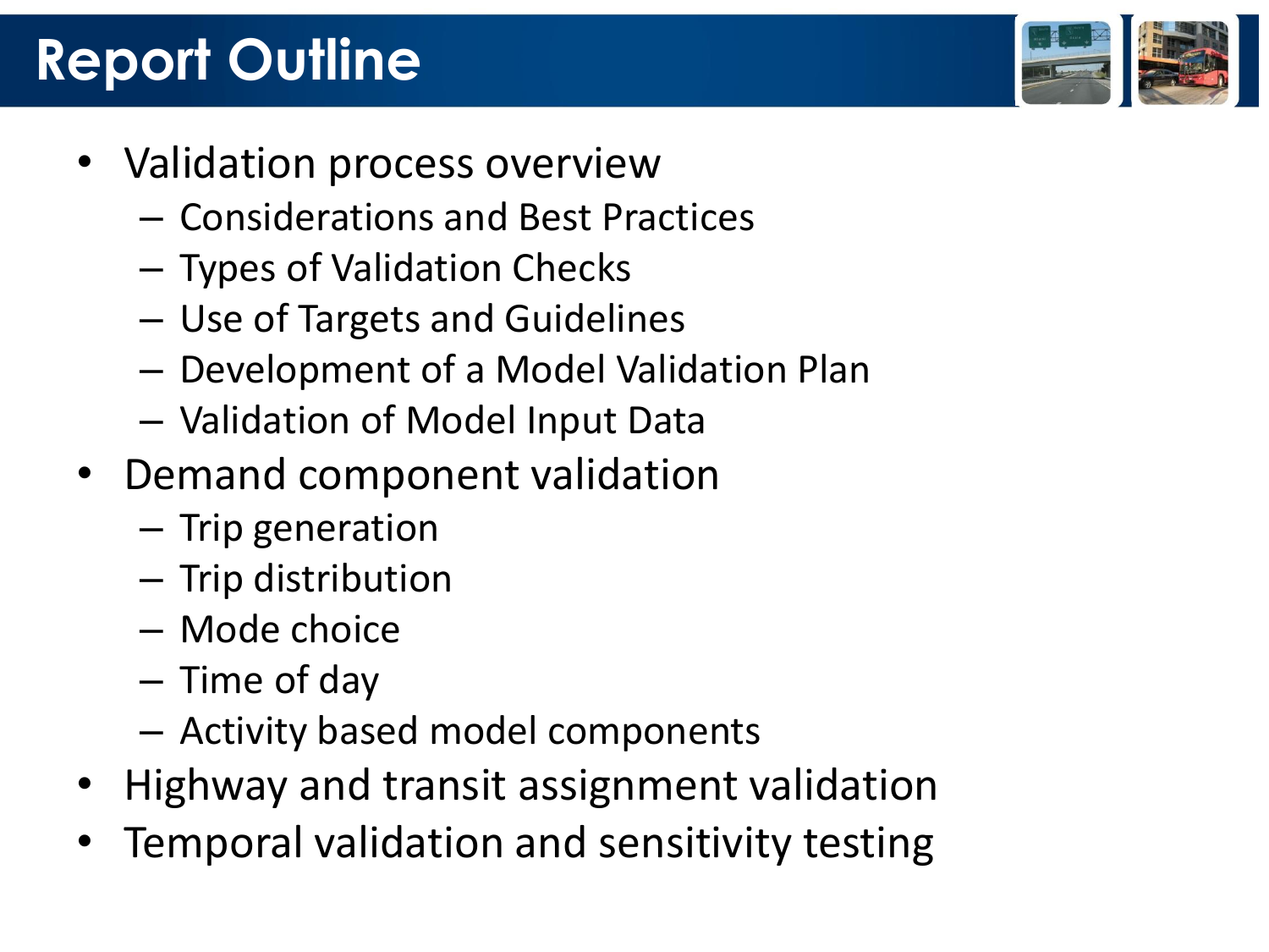# Report Outline

- Validation process overview
  - Considerations and Best Practices
  - Types of Validation Checks
  - Use of Targets and Guidelines
  - Development of a Model Validation Plan
  - Validation of Model Input Data
- Demand component validation
  - Trip generation
  - Trip distribution
  - Mode choice
  - Time of day
  - Activity based model components
- Highway and transit assignment validation
- Temporal validation and sensitivity testing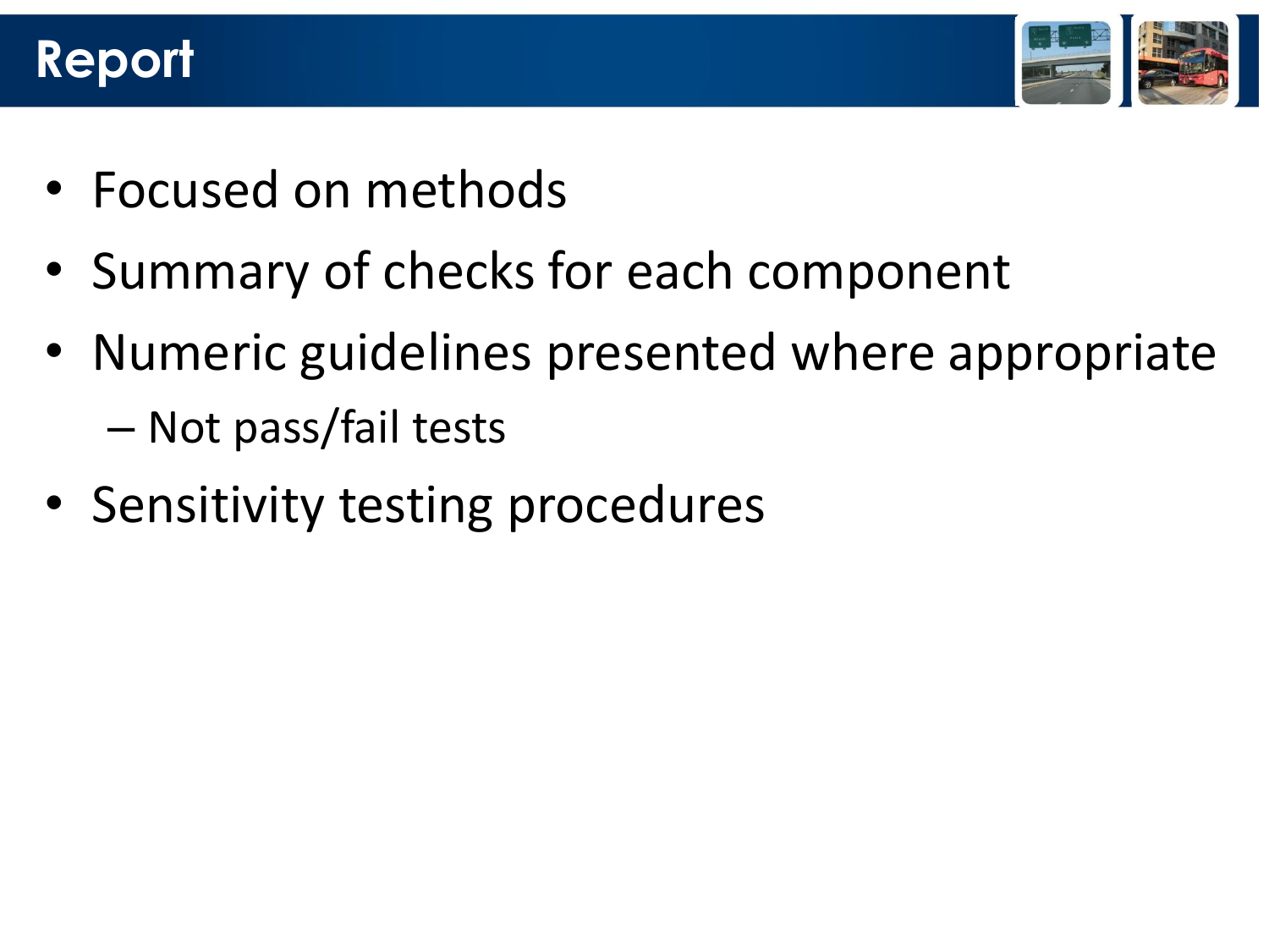# Report

- Focused on methods
- Summary of checks for each component
- Numeric guidelines presented where appropriate
  - Not pass/fail tests
- Sensitivity testing procedures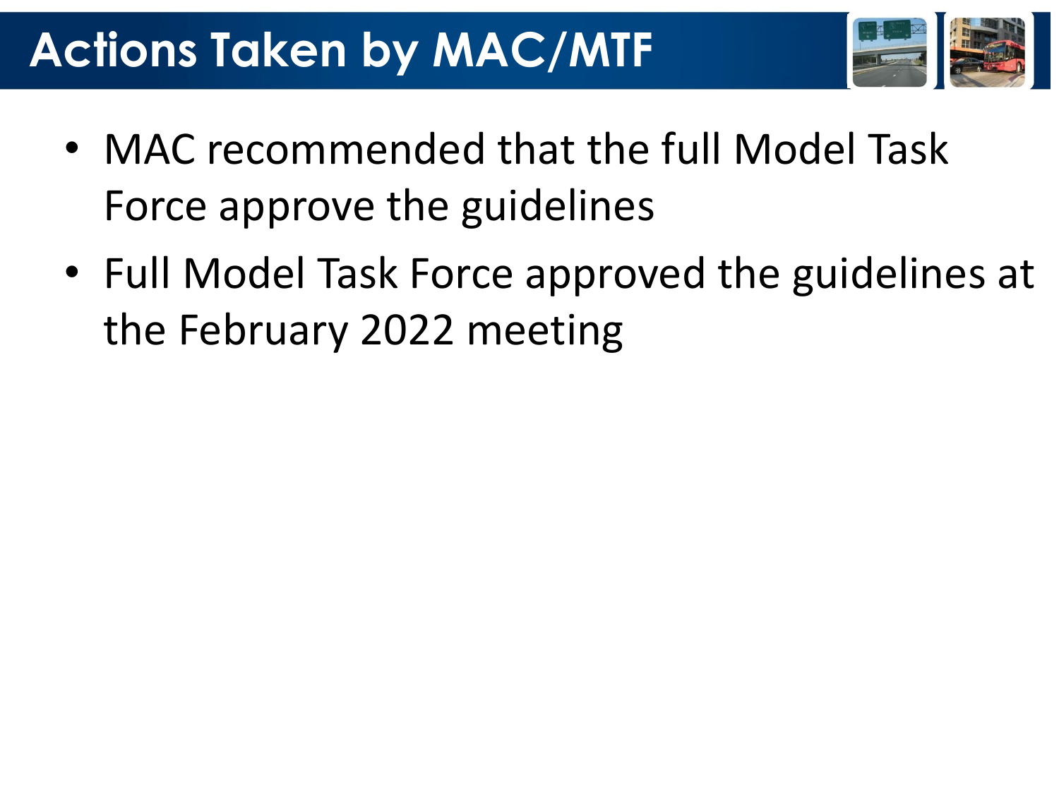# Actions Taken by MAC/MTF

- MAC recommended that the full Model Task Force approve the guidelines
- Full Model Task Force approved the guidelines at the February 2022 meeting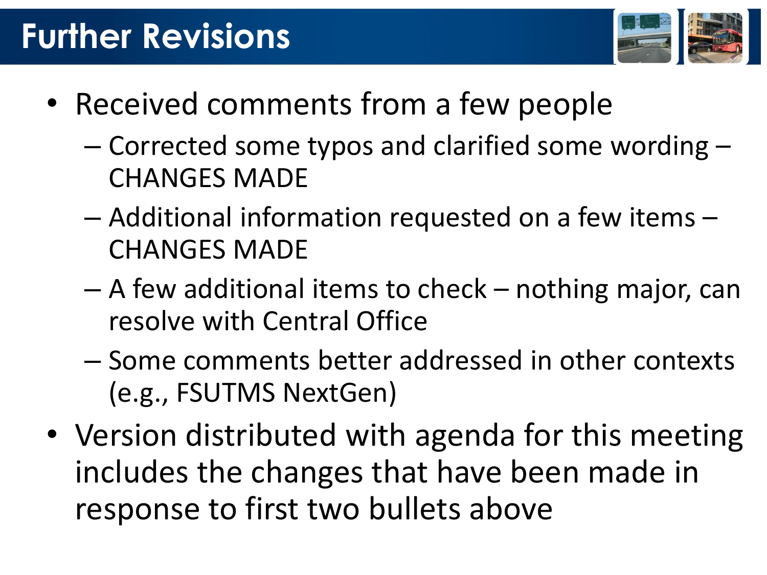# Further Revisions

- Received comments from a few people
  - Corrected some typos and clarified some wording – CHANGES MADE
  - Additional information requested on a few items – CHANGES MADE
  - A few additional items to check – nothing major, can resolve with Central Office
  - Some comments better addressed in other contexts (e.g., FSUTMS NextGen)
- Version distributed with agenda for this meeting includes the changes that have been made in response to first two bullets above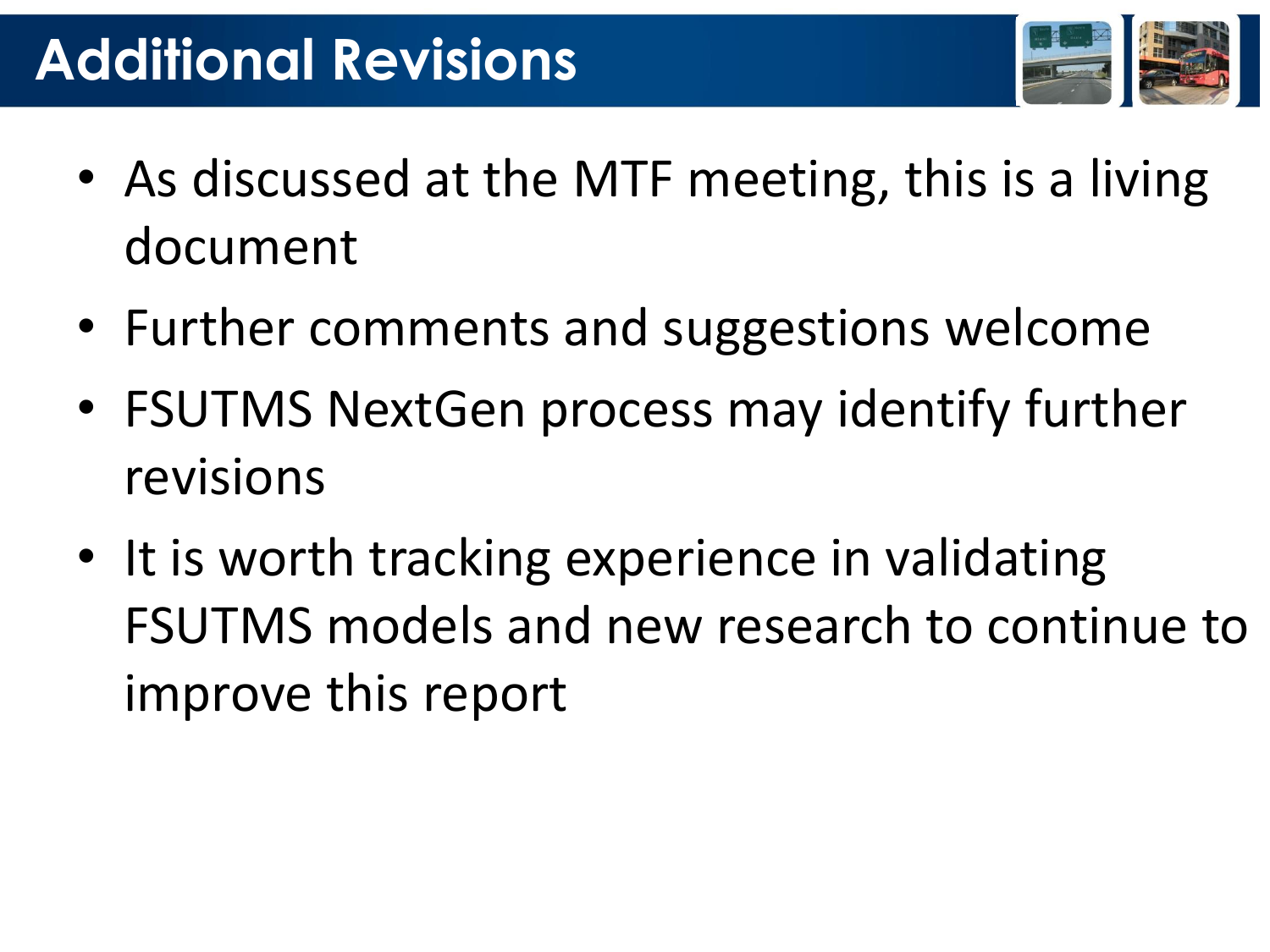# Additional Revisions

- As discussed at the MTF meeting, this is a living document
- Further comments and suggestions welcome
- FSUTMS NextGen process may identify further revisions
- It is worth tracking experience in validating FSUTMS models and new research to continue to improve this report